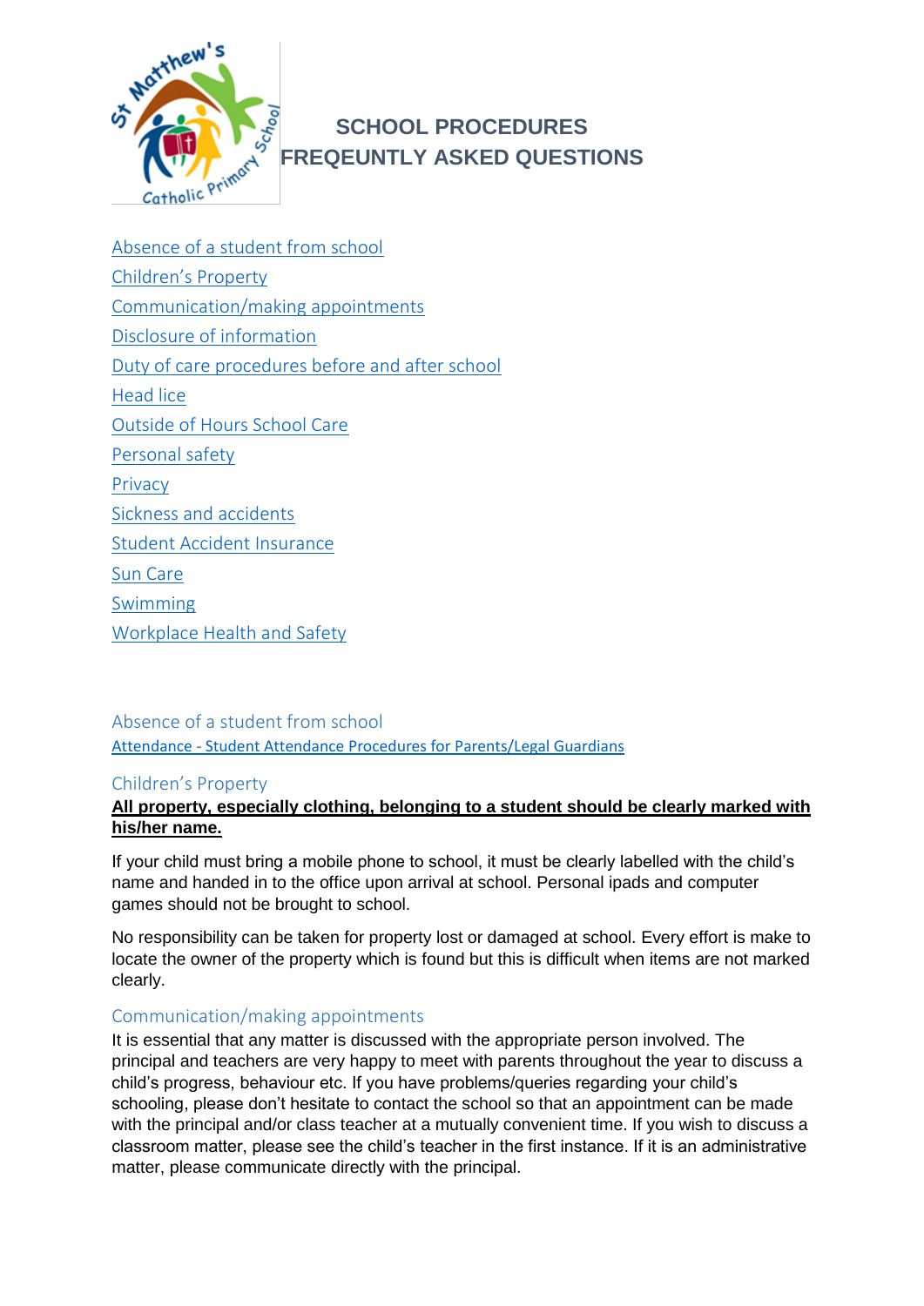# SCHOOL PROCEDURES
# FREQEUNTLY ASKED QUESTIONS

- Absence of a student from school
- Children's Property
- Communication/making appointments
- Disclosure of information
- Duty of care procedures before and after school
- Head lice
- Outside of Hours School Care
- Personal safety
- Privacy
- Sickness and accidents
- Student Accident Insurance
- Sun Care
- Swimming
- Workplace Health and Safety

## Absence of a student from school

Attendance - Student Attendance Procedures for Parents/Legal Guardians

## Children's Property

**All property, especially clothing, belonging to a student should be clearly marked with his/her name.**

If your child must bring a mobile phone to school, it must be clearly labelled with the child's name and handed in to the office upon arrival at school. Personal ipads and computer games should not be brought to school.

No responsibility can be taken for property lost or damaged at school. Every effort is make to locate the owner of the property which is found but this is difficult when items are not marked clearly.

## Communication/making appointments

It is essential that any matter is discussed with the appropriate person involved. The principal and teachers are very happy to meet with parents throughout the year to discuss a child's progress, behaviour etc. If you have problems/queries regarding your child's schooling, please don't hesitate to contact the school so that an appointment can be made with the principal and/or class teacher at a mutually convenient time. If you wish to discuss a classroom matter, please see the child's teacher in the first instance. If it is an administrative matter, please communicate directly with the principal.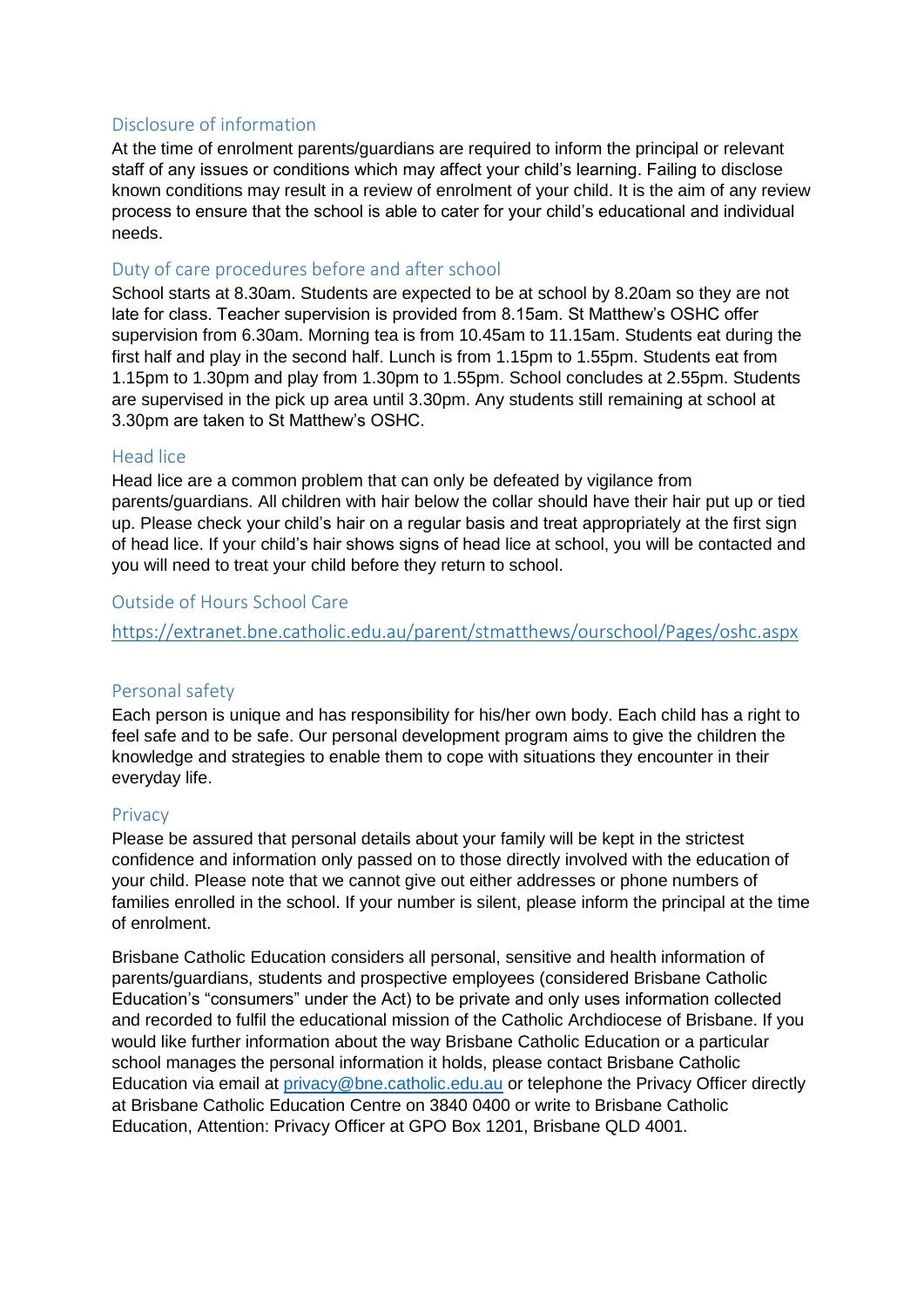## Disclosure of information

At the time of enrolment parents/guardians are required to inform the principal or relevant staff of any issues or conditions which may affect your child's learning. Failing to disclose known conditions may result in a review of enrolment of your child. It is the aim of any review process to ensure that the school is able to cater for your child's educational and individual needs.

## Duty of care procedures before and after school

School starts at 8.30am. Students are expected to be at school by 8.20am so they are not late for class. Teacher supervision is provided from 8.15am. St Matthew's OSHC offer supervision from 6.30am. Morning tea is from 10.45am to 11.15am. Students eat during the first half and play in the second half. Lunch is from 1.15pm to 1.55pm. Students eat from 1.15pm to 1.30pm and play from 1.30pm to 1.55pm. School concludes at 2.55pm. Students are supervised in the pick up area until 3.30pm. Any students still remaining at school at 3.30pm are taken to St Matthew's OSHC.

## Head lice

Head lice are a common problem that can only be defeated by vigilance from parents/guardians. All children with hair below the collar should have their hair put up or tied up. Please check your child's hair on a regular basis and treat appropriately at the first sign of head lice. If your child's hair shows signs of head lice at school, you will be contacted and you will need to treat your child before they return to school.

## Outside of Hours School Care

[https://extranet.bne.catholic.edu.au/parent/stmatthews/ourschool/Pages/oshc.aspx](https://extranet.bne.catholic.edu.au/parent/stmatthews/ourschool/Pages/oshc.aspx)

## Personal safety

Each person is unique and has responsibility for his/her own body. Each child has a right to feel safe and to be safe. Our personal development program aims to give the children the knowledge and strategies to enable them to cope with situations they encounter in their everyday life.

## Privacy

Please be assured that personal details about your family will be kept in the strictest confidence and information only passed on to those directly involved with the education of your child. Please note that we cannot give out either addresses or phone numbers of families enrolled in the school. If your number is silent, please inform the principal at the time of enrolment.

Brisbane Catholic Education considers all personal, sensitive and health information of parents/guardians, students and prospective employees (considered Brisbane Catholic Education's "consumers" under the Act) to be private and only uses information collected and recorded to fulfil the educational mission of the Catholic Archdiocese of Brisbane. If you would like further information about the way Brisbane Catholic Education or a particular school manages the personal information it holds, please contact Brisbane Catholic Education via email at [privacy@bne.catholic.edu.au](mailto:privacy@bne.catholic.edu.au) or telephone the Privacy Officer directly at Brisbane Catholic Education Centre on 3840 0400 or write to Brisbane Catholic Education, Attention: Privacy Officer at GPO Box 1201, Brisbane QLD 4001.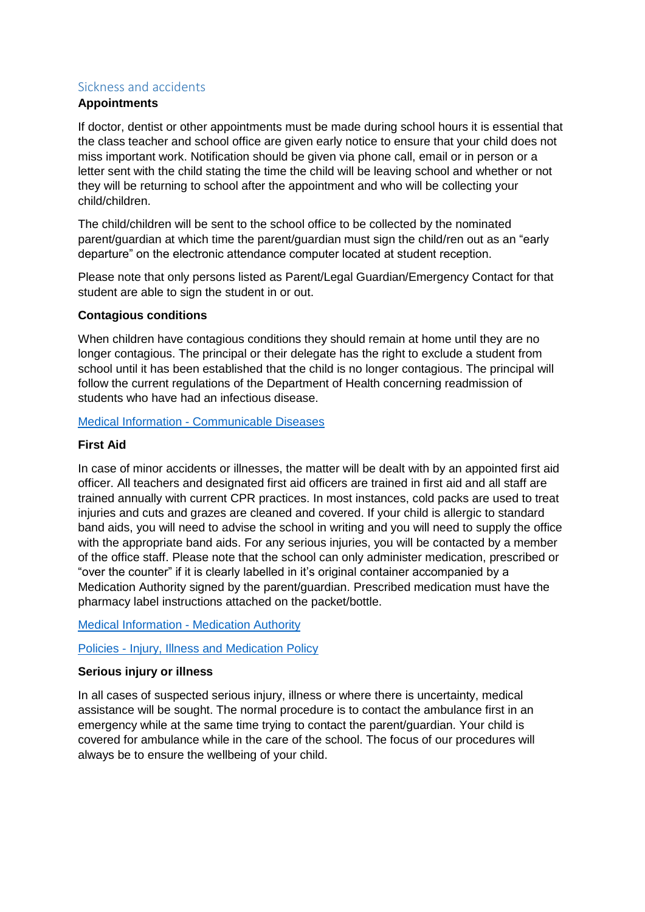## Sickness and accidents

### Appointments

If doctor, dentist or other appointments must be made during school hours it is essential that the class teacher and school office are given early notice to ensure that your child does not miss important work. Notification should be given via phone call, email or in person or a letter sent with the child stating the time the child will be leaving school and whether or not they will be returning to school after the appointment and who will be collecting your child/children.

The child/children will be sent to the school office to be collected by the nominated parent/guardian at which time the parent/guardian must sign the child/ren out as an "early departure" on the electronic attendance computer located at student reception.

Please note that only persons listed as Parent/Legal Guardian/Emergency Contact for that student are able to sign the student in or out.

### Contagious conditions

When children have contagious conditions they should remain at home until they are no longer contagious. The principal or their delegate has the right to exclude a student from school until it has been established that the child is no longer contagious. The principal will follow the current regulations of the Department of Health concerning readmission of students who have had an infectious disease.

[Medical Information - Communicable Diseases]

### First Aid

In case of minor accidents or illnesses, the matter will be dealt with by an appointed first aid officer. All teachers and designated first aid officers are trained in first aid and all staff are trained annually with current CPR practices. In most instances, cold packs are used to treat injuries and cuts and grazes are cleaned and covered. If your child is allergic to standard band aids, you will need to advise the school in writing and you will need to supply the office with the appropriate band aids. For any serious injuries, you will be contacted by a member of the office staff. Please note that the school can only administer medication, prescribed or "over the counter" if it is clearly labelled in it's original container accompanied by a Medication Authority signed by the parent/guardian. Prescribed medication must have the pharmacy label instructions attached on the packet/bottle.

[Medical Information - Medication Authority]

[Policies - Injury, Illness and Medication Policy]

### Serious injury or illness

In all cases of suspected serious injury, illness or where there is uncertainty, medical assistance will be sought. The normal procedure is to contact the ambulance first in an emergency while at the same time trying to contact the parent/guardian. Your child is covered for ambulance while in the care of the school. The focus of our procedures will always be to ensure the wellbeing of your child.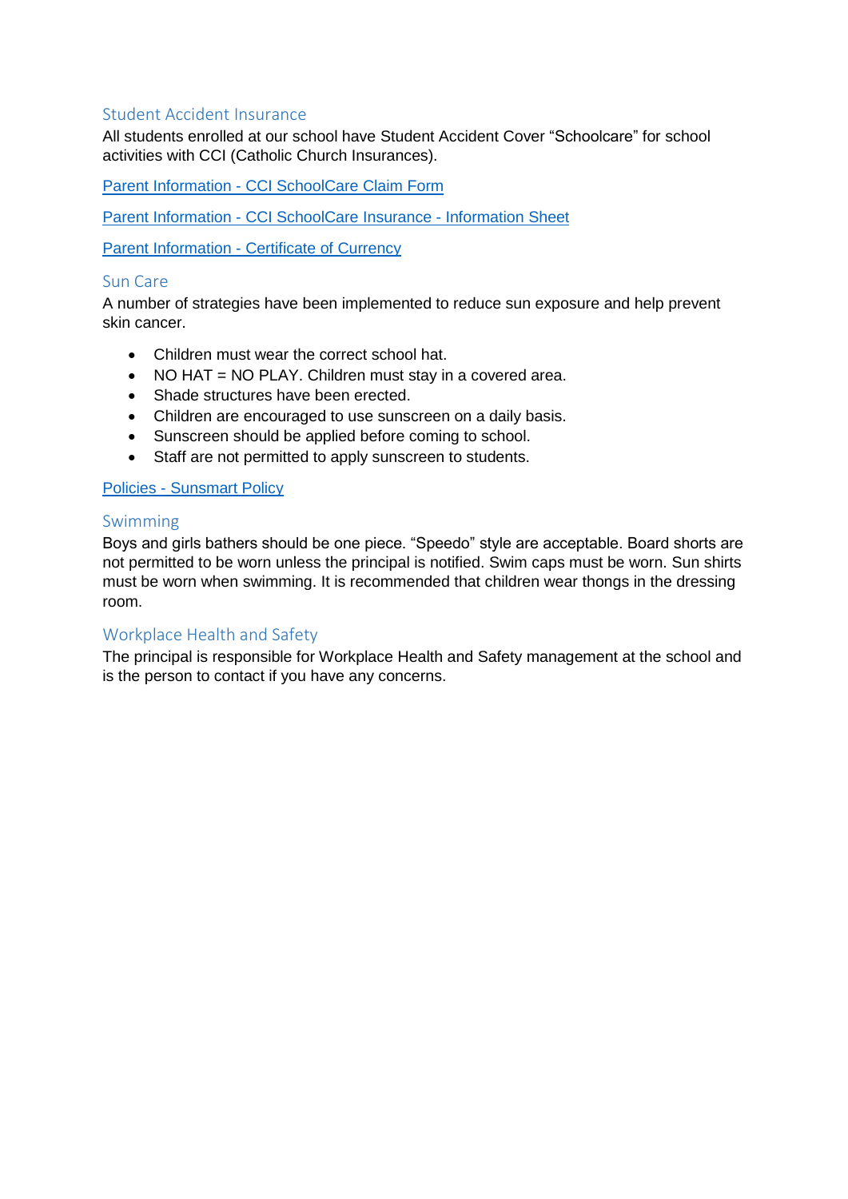## Student Accident Insurance

All students enrolled at our school have Student Accident Cover "Schoolcare" for school activities with CCI (Catholic Church Insurances).

Parent Information - CCI SchoolCare Claim Form

Parent Information - CCI SchoolCare Insurance - Information Sheet

Parent Information - Certificate of Currency

## Sun Care

A number of strategies have been implemented to reduce sun exposure and help prevent skin cancer.

- Children must wear the correct school hat.
- NO HAT = NO PLAY. Children must stay in a covered area.
- Shade structures have been erected.
- Children are encouraged to use sunscreen on a daily basis.
- Sunscreen should be applied before coming to school.
- Staff are not permitted to apply sunscreen to students.

Policies - Sunsmart Policy

## Swimming

Boys and girls bathers should be one piece. "Speedo" style are acceptable. Board shorts are not permitted to be worn unless the principal is notified. Swim caps must be worn. Sun shirts must be worn when swimming. It is recommended that children wear thongs in the dressing room.

## Workplace Health and Safety

The principal is responsible for Workplace Health and Safety management at the school and is the person to contact if you have any concerns.